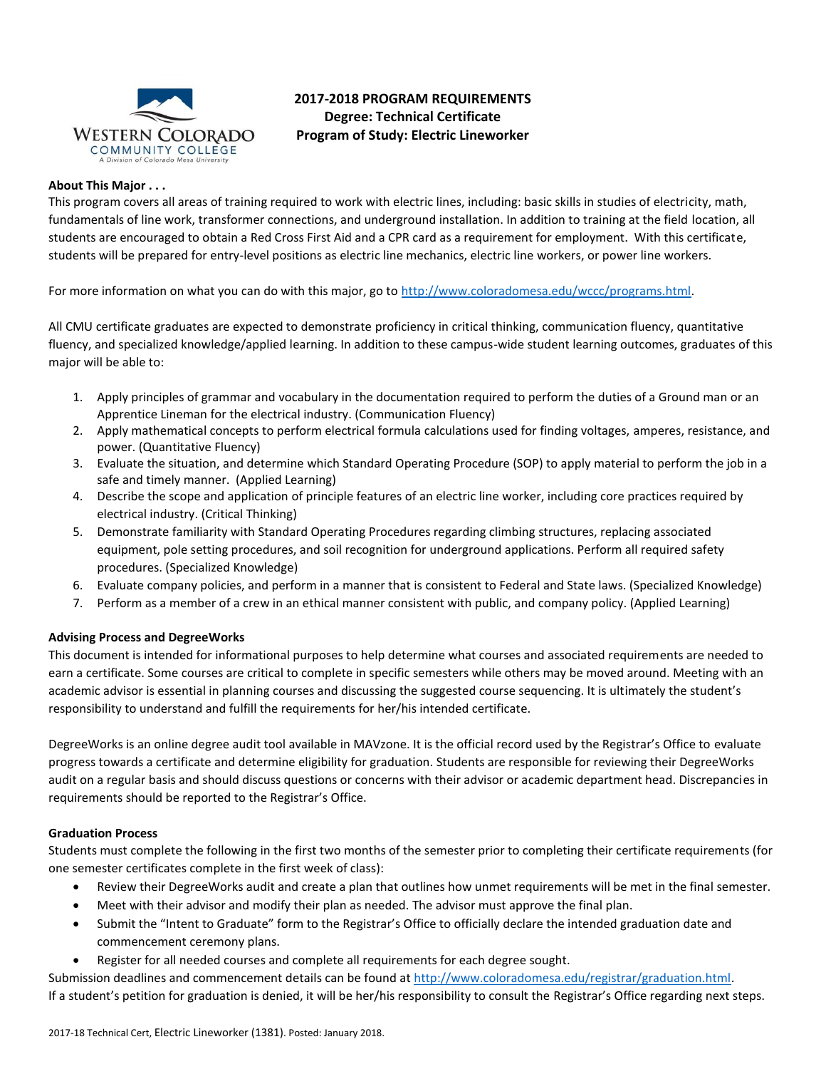# 2017-2018 PROGRAM REQUIREMENTS
## Degree: Technical Certificate
## Program of Study: Electric Lineworker

**About This Major . . .**

This program covers all areas of training required to work with electric lines, including: basic skills in studies of electricity, math, fundamentals of line work, transformer connections, and underground installation. In addition to training at the field location, all students are encouraged to obtain a Red Cross First Aid and a CPR card as a requirement for employment. With this certificate, students will be prepared for entry-level positions as electric line mechanics, electric line workers, or power line workers.

For more information on what you can do with this major, go to http://www.coloradomesa.edu/wccc/programs.html.

All CMU certificate graduates are expected to demonstrate proficiency in critical thinking, communication fluency, quantitative fluency, and specialized knowledge/applied learning. In addition to these campus-wide student learning outcomes, graduates of this major will be able to:

1. Apply principles of grammar and vocabulary in the documentation required to perform the duties of a Ground man or an Apprentice Lineman for the electrical industry. (Communication Fluency)
2. Apply mathematical concepts to perform electrical formula calculations used for finding voltages, amperes, resistance, and power. (Quantitative Fluency)
3. Evaluate the situation, and determine which Standard Operating Procedure (SOP) to apply material to perform the job in a safe and timely manner. (Applied Learning)
4. Describe the scope and application of principle features of an electric line worker, including core practices required by electrical industry. (Critical Thinking)
5. Demonstrate familiarity with Standard Operating Procedures regarding climbing structures, replacing associated equipment, pole setting procedures, and soil recognition for underground applications. Perform all required safety procedures. (Specialized Knowledge)
6. Evaluate company policies, and perform in a manner that is consistent to Federal and State laws. (Specialized Knowledge)
7. Perform as a member of a crew in an ethical manner consistent with public, and company policy. (Applied Learning)

**Advising Process and DegreeWorks**

This document is intended for informational purposes to help determine what courses and associated requirements are needed to earn a certificate. Some courses are critical to complete in specific semesters while others may be moved around. Meeting with an academic advisor is essential in planning courses and discussing the suggested course sequencing. It is ultimately the student's responsibility to understand and fulfill the requirements for her/his intended certificate.

DegreeWorks is an online degree audit tool available in MAVzone. It is the official record used by the Registrar's Office to evaluate progress towards a certificate and determine eligibility for graduation. Students are responsible for reviewing their DegreeWorks audit on a regular basis and should discuss questions or concerns with their advisor or academic department head. Discrepancies in requirements should be reported to the Registrar's Office.

**Graduation Process**

Students must complete the following in the first two months of the semester prior to completing their certificate requirements (for one semester certificates complete in the first week of class):

- Review their DegreeWorks audit and create a plan that outlines how unmet requirements will be met in the final semester.
- Meet with their advisor and modify their plan as needed. The advisor must approve the final plan.
- Submit the "Intent to Graduate" form to the Registrar's Office to officially declare the intended graduation date and commencement ceremony plans.
- Register for all needed courses and complete all requirements for each degree sought.

Submission deadlines and commencement details can be found at http://www.coloradomesa.edu/registrar/graduation.html.
If a student's petition for graduation is denied, it will be her/his responsibility to consult the Registrar's Office regarding next steps.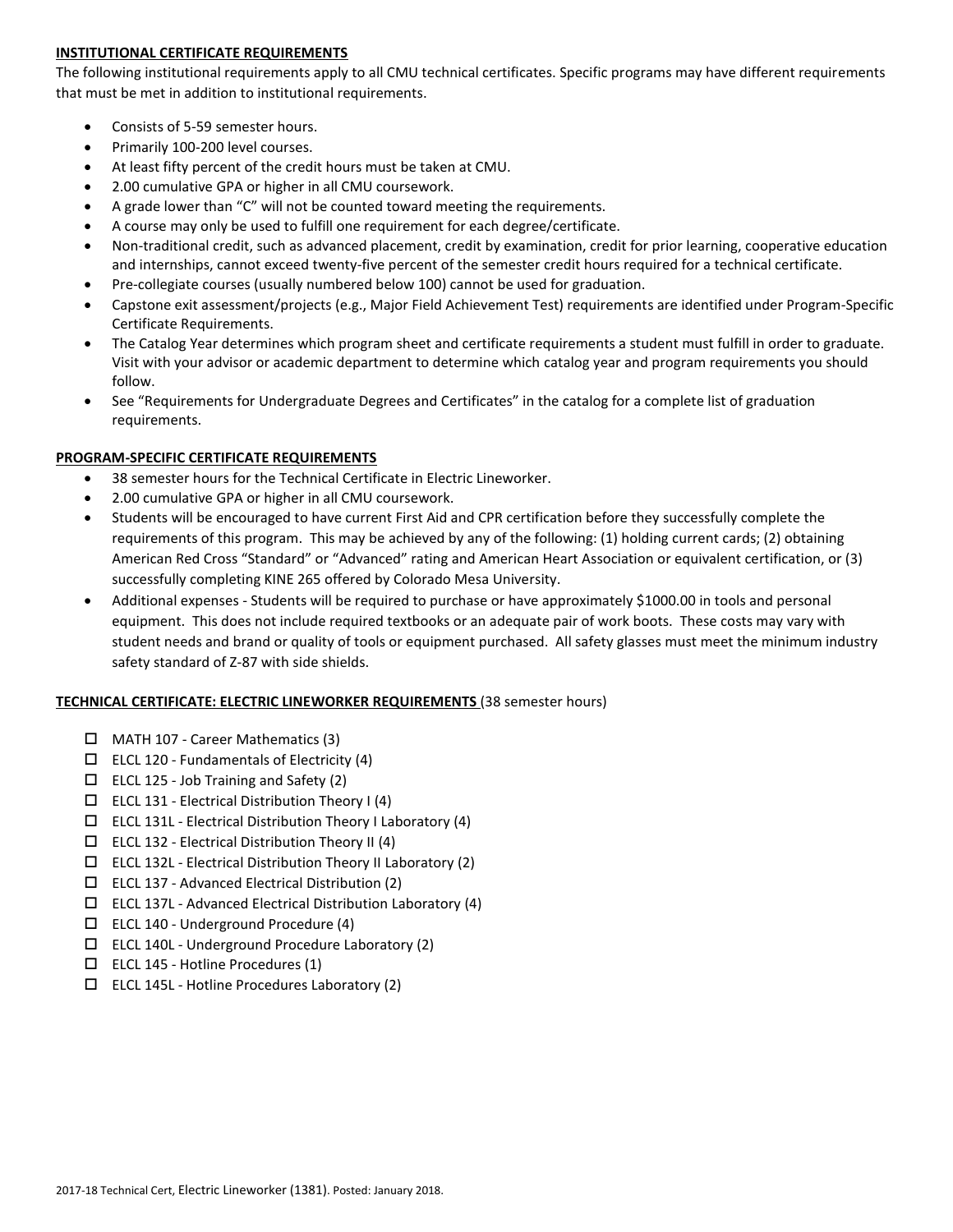## INSTITUTIONAL CERTIFICATE REQUIREMENTS

The following institutional requirements apply to all CMU technical certificates. Specific programs may have different requirements that must be met in addition to institutional requirements.

- Consists of 5-59 semester hours.
- Primarily 100-200 level courses.
- At least fifty percent of the credit hours must be taken at CMU.
- 2.00 cumulative GPA or higher in all CMU coursework.
- A grade lower than "C" will not be counted toward meeting the requirements.
- A course may only be used to fulfill one requirement for each degree/certificate.
- Non-traditional credit, such as advanced placement, credit by examination, credit for prior learning, cooperative education and internships, cannot exceed twenty-five percent of the semester credit hours required for a technical certificate.
- Pre-collegiate courses (usually numbered below 100) cannot be used for graduation.
- Capstone exit assessment/projects (e.g., Major Field Achievement Test) requirements are identified under Program-Specific Certificate Requirements.
- The Catalog Year determines which program sheet and certificate requirements a student must fulfill in order to graduate. Visit with your advisor or academic department to determine which catalog year and program requirements you should follow.
- See "Requirements for Undergraduate Degrees and Certificates" in the catalog for a complete list of graduation requirements.

## PROGRAM-SPECIFIC CERTIFICATE REQUIREMENTS

- 38 semester hours for the Technical Certificate in Electric Lineworker.
- 2.00 cumulative GPA or higher in all CMU coursework.
- Students will be encouraged to have current First Aid and CPR certification before they successfully complete the requirements of this program. This may be achieved by any of the following: (1) holding current cards; (2) obtaining American Red Cross "Standard" or "Advanced" rating and American Heart Association or equivalent certification, or (3) successfully completing KINE 265 offered by Colorado Mesa University.
- Additional expenses - Students will be required to purchase or have approximately $1000.00 in tools and personal equipment. This does not include required textbooks or an adequate pair of work boots. These costs may vary with student needs and brand or quality of tools or equipment purchased. All safety glasses must meet the minimum industry safety standard of Z-87 with side shields.

## TECHNICAL CERTIFICATE: ELECTRIC LINEWORKER REQUIREMENTS (38 semester hours)

- ☐ MATH 107 - Career Mathematics (3)
- ☐ ELCL 120 - Fundamentals of Electricity (4)
- ☐ ELCL 125 - Job Training and Safety (2)
- ☐ ELCL 131 - Electrical Distribution Theory I (4)
- ☐ ELCL 131L - Electrical Distribution Theory I Laboratory (4)
- ☐ ELCL 132 - Electrical Distribution Theory II (4)
- ☐ ELCL 132L - Electrical Distribution Theory II Laboratory (2)
- ☐ ELCL 137 - Advanced Electrical Distribution (2)
- ☐ ELCL 137L - Advanced Electrical Distribution Laboratory (4)
- ☐ ELCL 140 - Underground Procedure (4)
- ☐ ELCL 140L - Underground Procedure Laboratory (2)
- ☐ ELCL 145 - Hotline Procedures (1)
- ☐ ELCL 145L - Hotline Procedures Laboratory (2)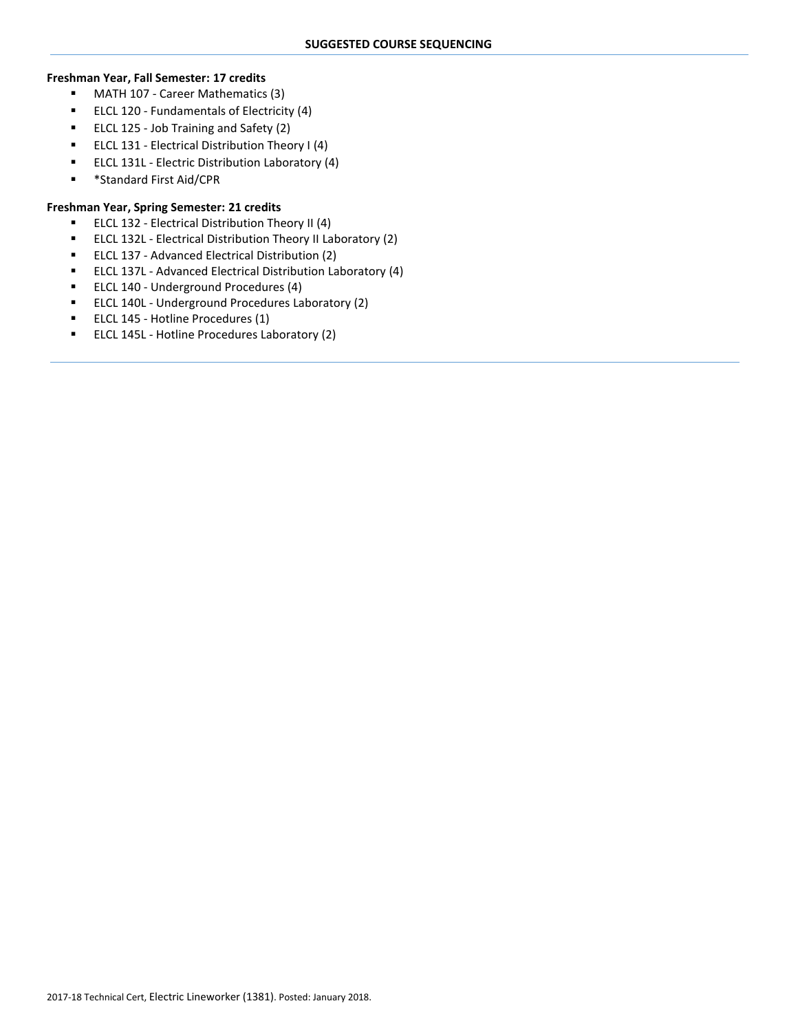## SUGGESTED COURSE SEQUENCING

**Freshman Year, Fall Semester: 17 credits**

- MATH 107 - Career Mathematics (3)
- ELCL 120 - Fundamentals of Electricity (4)
- ELCL 125 - Job Training and Safety (2)
- ELCL 131 - Electrical Distribution Theory I (4)
- ELCL 131L - Electric Distribution Laboratory (4)
- *Standard First Aid/CPR

**Freshman Year, Spring Semester: 21 credits**

- ELCL 132 - Electrical Distribution Theory II (4)
- ELCL 132L - Electrical Distribution Theory II Laboratory (2)
- ELCL 137 - Advanced Electrical Distribution (2)
- ELCL 137L - Advanced Electrical Distribution Laboratory (4)
- ELCL 140 - Underground Procedures (4)
- ELCL 140L - Underground Procedures Laboratory (2)
- ELCL 145 - Hotline Procedures (1)
- ELCL 145L - Hotline Procedures Laboratory (2)